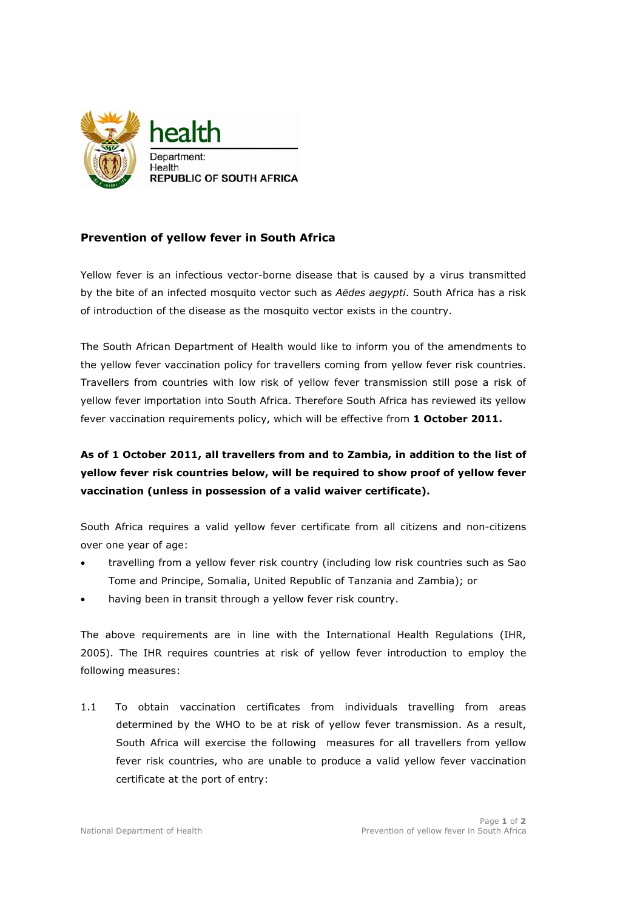health

Department:
Health
REPUBLIC OF SOUTH AFRICA

## Prevention of yellow fever in South Africa

Yellow fever is an infectious vector-borne disease that is caused by a virus transmitted by the bite of an infected mosquito vector such as *Aëdes aegypti*. South Africa has a risk of introduction of the disease as the mosquito vector exists in the country.

The South African Department of Health would like to inform you of the amendments to the yellow fever vaccination policy for travellers coming from yellow fever risk countries. Travellers from countries with low risk of yellow fever transmission still pose a risk of yellow fever importation into South Africa. Therefore South Africa has reviewed its yellow fever vaccination requirements policy, which will be effective from **1 October 2011.**

**As of 1 October 2011, all travellers from and to Zambia, in addition to the list of yellow fever risk countries below, will be required to show proof of yellow fever vaccination (unless in possession of a valid waiver certificate).**

South Africa requires a valid yellow fever certificate from all citizens and non-citizens over one year of age:

- travelling from a yellow fever risk country (including low risk countries such as Sao Tome and Principe, Somalia, United Republic of Tanzania and Zambia); or
- having been in transit through a yellow fever risk country.

The above requirements are in line with the International Health Regulations (IHR, 2005). The IHR requires countries at risk of yellow fever introduction to employ the following measures:

1.1 To obtain vaccination certificates from individuals travelling from areas determined by the WHO to be at risk of yellow fever transmission. As a result, South Africa will exercise the following measures for all travellers from yellow fever risk countries, who are unable to produce a valid yellow fever vaccination certificate at the port of entry: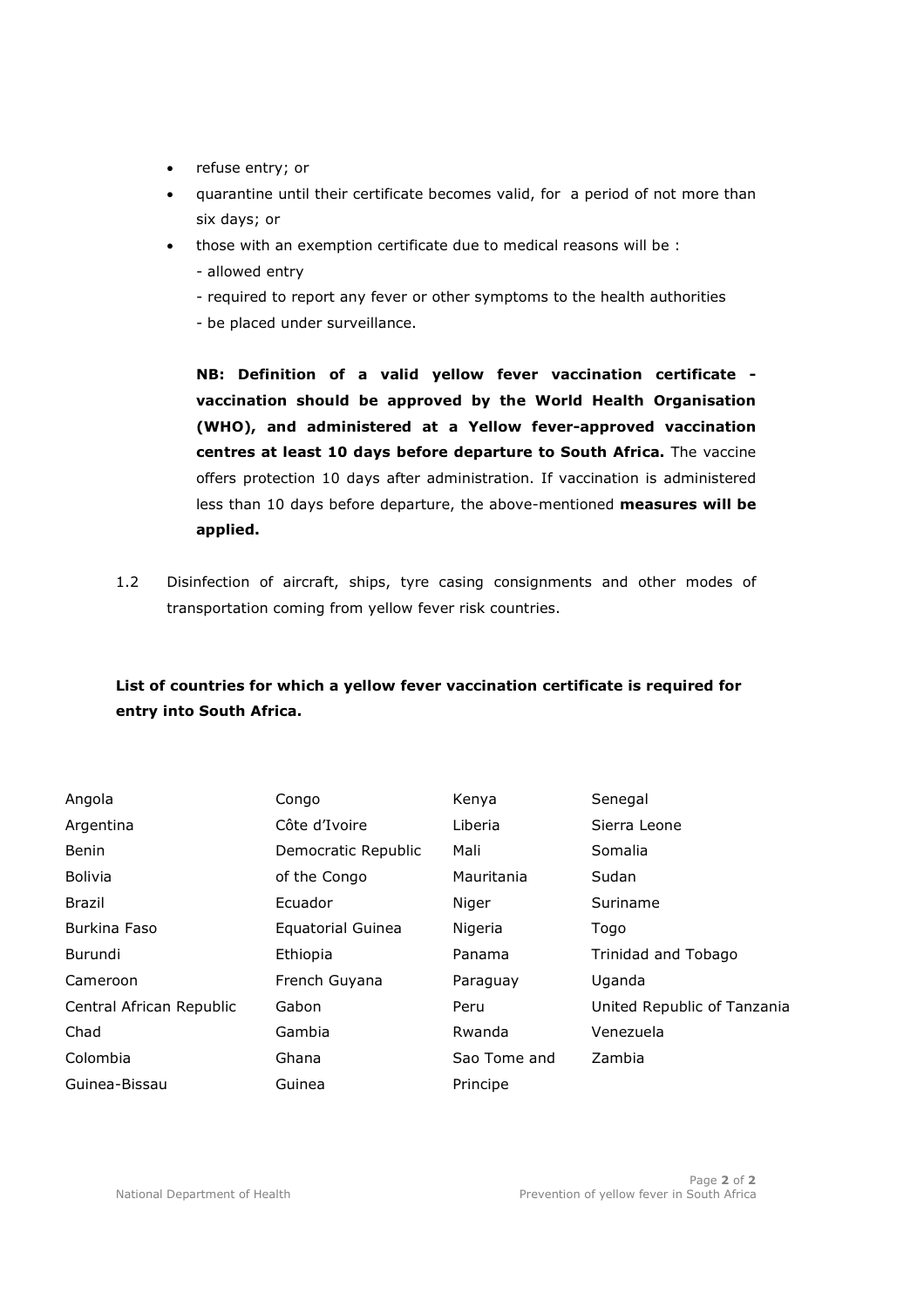- refuse entry; or
- quarantine until their certificate becomes valid, for a period of not more than six days; or
- those with an exemption certificate due to medical reasons will be :
  - allowed entry
  - required to report any fever or other symptoms to the health authorities
  - be placed under surveillance.

  **NB: Definition of a valid yellow fever vaccination certificate - vaccination should be approved by the World Health Organisation (WHO), and administered at a Yellow fever-approved vaccination centres at least 10 days before departure to South Africa.** The vaccine offers protection 10 days after administration. If vaccination is administered less than 10 days before departure, the above-mentioned **measures will be applied.**

1.2 Disinfection of aircraft, ships, tyre casing consignments and other modes of transportation coming from yellow fever risk countries.

**List of countries for which a yellow fever vaccination certificate is required for entry into South Africa.**

| | | | |
|---|---|---|---|
| Angola | Congo | Kenya | Senegal |
| Argentina | Côte d'Ivoire | Liberia | Sierra Leone |
| Benin | Democratic Republic of the Congo | Mali | Somalia |
| Bolivia | Ecuador | Mauritania | Sudan |
| Brazil | Equatorial Guinea | Niger | Suriname |
| Burkina Faso | Ethiopia | Nigeria | Togo |
| Burundi | French Guyana | Panama | Trinidad and Tobago |
| Cameroon | Gabon | Paraguay | Uganda |
| Central African Republic | Gambia | Peru | United Republic of Tanzania |
| Chad | Ghana | Rwanda | Venezuela |
| Colombia | Guinea | Sao Tome and Principe | Zambia |
| Guinea-Bissau | | | |